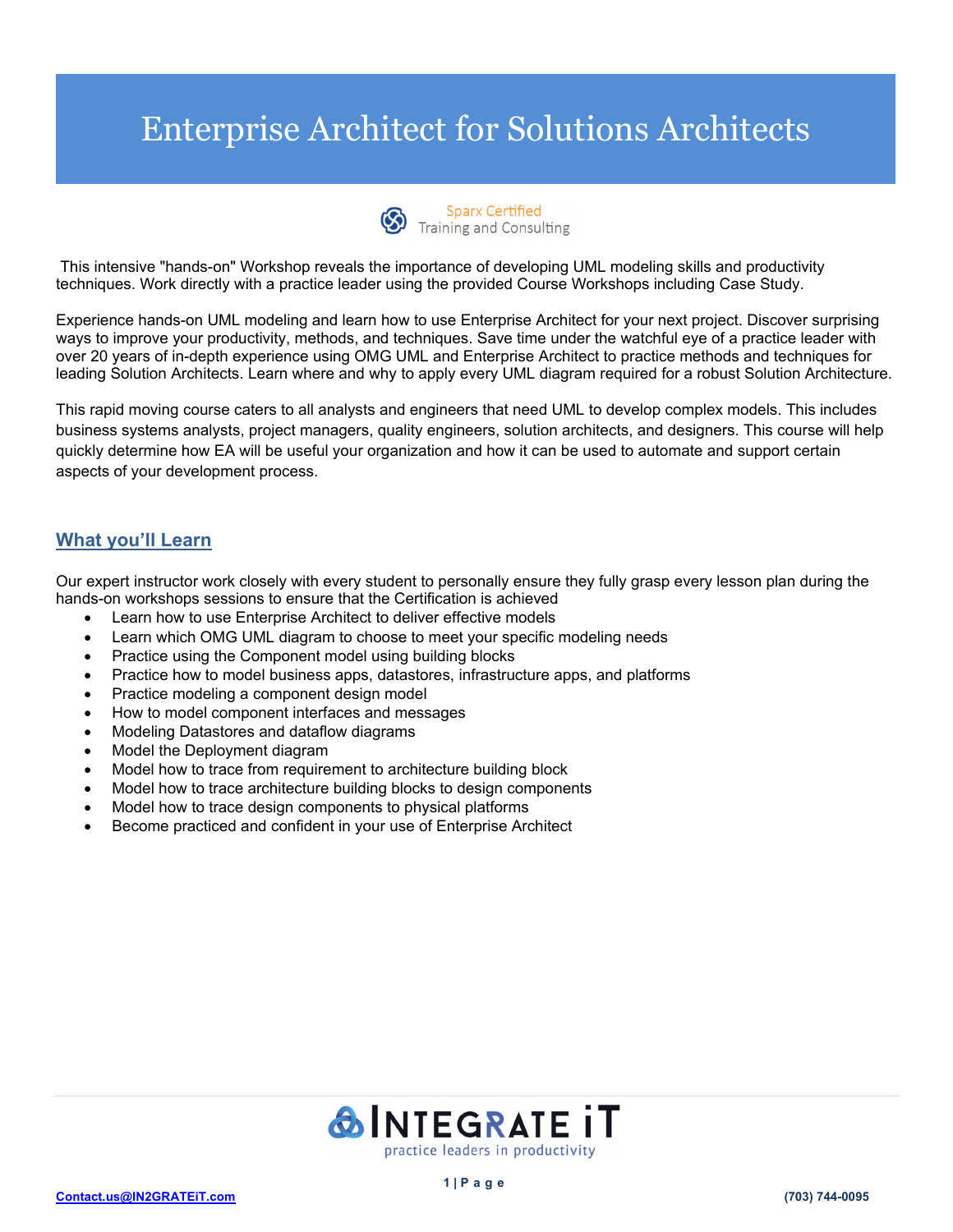# Enterprise Architect for Solutions Architects

Sparx Certified
Training and Consulting

This intensive "hands-on" Workshop reveals the importance of developing UML modeling skills and productivity techniques. Work directly with a practice leader using the provided Course Workshops including Case Study.

Experience hands-on UML modeling and learn how to use Enterprise Architect for your next project. Discover surprising ways to improve your productivity, methods, and techniques. Save time under the watchful eye of a practice leader with over 20 years of in-depth experience using OMG UML and Enterprise Architect to practice methods and techniques for leading Solution Architects. Learn where and why to apply every UML diagram required for a robust Solution Architecture.

This rapid moving course caters to all analysts and engineers that need UML to develop complex models. This includes business systems analysts, project managers, quality engineers, solution architects, and designers. This course will help quickly determine how EA will be useful your organization and how it can be used to automate and support certain aspects of your development process.

## What you'll Learn

Our expert instructor work closely with every student to personally ensure they fully grasp every lesson plan during the hands-on workshops sessions to ensure that the Certification is achieved

- Learn how to use Enterprise Architect to deliver effective models
- Learn which OMG UML diagram to choose to meet your specific modeling needs
- Practice using the Component model using building blocks
- Practice how to model business apps, datastores, infrastructure apps, and platforms
- Practice modeling a component design model
- How to model component interfaces and messages
- Modeling Datastores and dataflow diagrams
- Model the Deployment diagram
- Model how to trace from requirement to architecture building block
- Model how to trace architecture building blocks to design components
- Model how to trace design components to physical platforms
- Become practiced and confident in your use of Enterprise Architect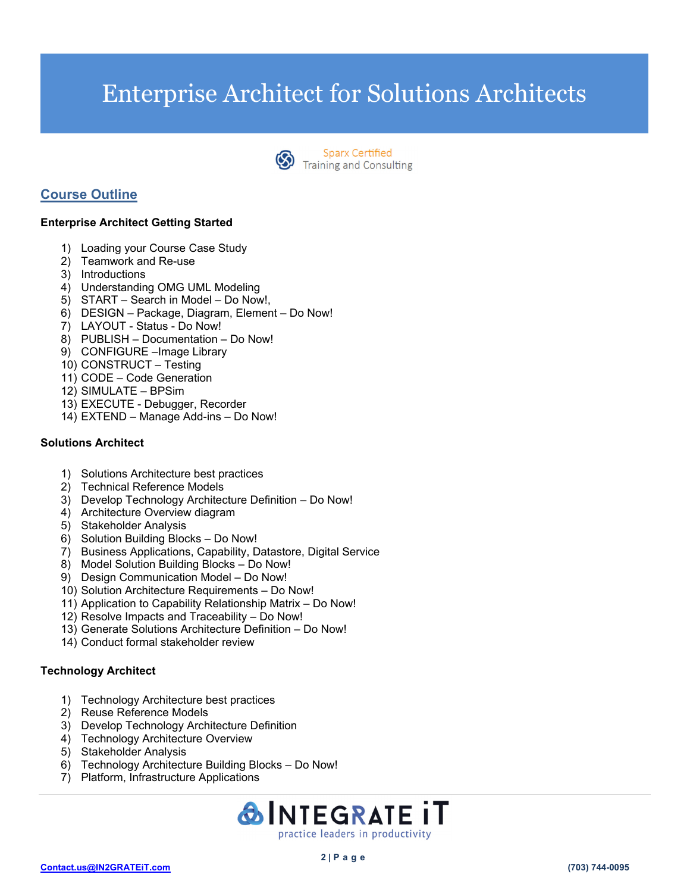# Enterprise Architect for Solutions Architects

Sparx Certified
Training and Consulting

## Course Outline

**Enterprise Architect Getting Started**

1) Loading your Course Case Study
2) Teamwork and Re-use
3) Introductions
4) Understanding OMG UML Modeling
5) START – Search in Model – Do Now!,
6) DESIGN – Package, Diagram, Element – Do Now!
7) LAYOUT - Status - Do Now!
8) PUBLISH – Documentation – Do Now!
9) CONFIGURE –Image Library
10) CONSTRUCT – Testing
11) CODE – Code Generation
12) SIMULATE – BPSim
13) EXECUTE - Debugger, Recorder
14) EXTEND – Manage Add-ins – Do Now!

**Solutions Architect**

1) Solutions Architecture best practices
2) Technical Reference Models
3) Develop Technology Architecture Definition – Do Now!
4) Architecture Overview diagram
5) Stakeholder Analysis
6) Solution Building Blocks – Do Now!
7) Business Applications, Capability, Datastore, Digital Service
8) Model Solution Building Blocks – Do Now!
9) Design Communication Model – Do Now!
10) Solution Architecture Requirements – Do Now!
11) Application to Capability Relationship Matrix – Do Now!
12) Resolve Impacts and Traceability – Do Now!
13) Generate Solutions Architecture Definition – Do Now!
14) Conduct formal stakeholder review

**Technology Architect**

1) Technology Architecture best practices
2) Reuse Reference Models
3) Develop Technology Architecture Definition
4) Technology Architecture Overview
5) Stakeholder Analysis
6) Technology Architecture Building Blocks – Do Now!
7) Platform, Infrastructure Applications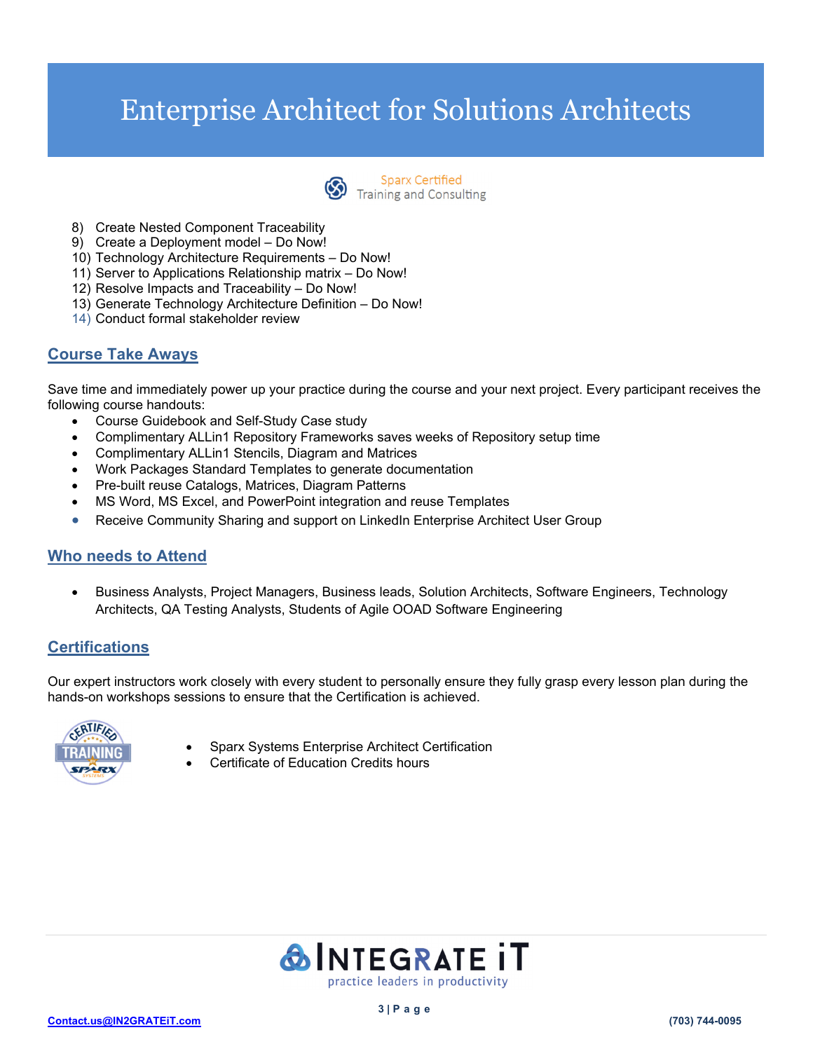# Enterprise Architect for Solutions Architects

Sparx Certified
Training and Consulting

8) Create Nested Component Traceability
9) Create a Deployment model – Do Now!
10) Technology Architecture Requirements – Do Now!
11) Server to Applications Relationship matrix – Do Now!
12) Resolve Impacts and Traceability – Do Now!
13) Generate Technology Architecture Definition – Do Now!
14) Conduct formal stakeholder review

## Course Take Aways

Save time and immediately power up your practice during the course and your next project. Every participant receives the following course handouts:

- Course Guidebook and Self-Study Case study
- Complimentary ALLin1 Repository Frameworks saves weeks of Repository setup time
- Complimentary ALLin1 Stencils, Diagram and Matrices
- Work Packages Standard Templates to generate documentation
- Pre-built reuse Catalogs, Matrices, Diagram Patterns
- MS Word, MS Excel, and PowerPoint integration and reuse Templates
- Receive Community Sharing and support on LinkedIn Enterprise Architect User Group

## Who needs to Attend

- Business Analysts, Project Managers, Business leads, Solution Architects, Software Engineers, Technology Architects, QA Testing Analysts, Students of Agile OOAD Software Engineering

## Certifications

Our expert instructors work closely with every student to personally ensure they fully grasp every lesson plan during the hands-on workshops sessions to ensure that the Certification is achieved.

- Sparx Systems Enterprise Architect Certification
- Certificate of Education Credits hours

INTEGRATE iT
practice leaders in productivity

Contact.us@IN2GRATEiT.com (703) 744-0095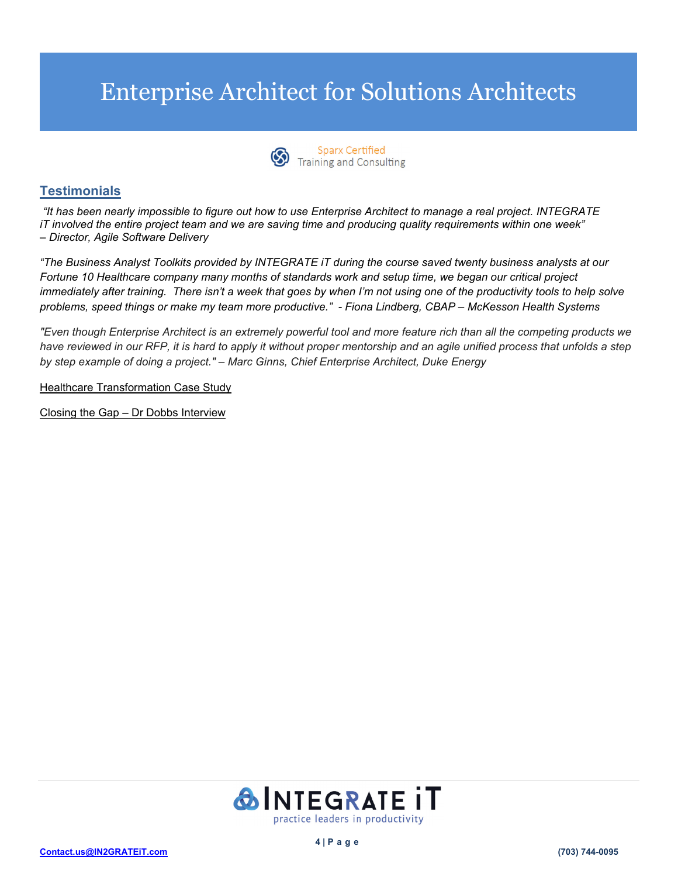# Enterprise Architect for Solutions Architects

Sparx Certified
Training and Consulting

## Testimonials

*"It has been nearly impossible to figure out how to use Enterprise Architect to manage a real project. INTEGRATE iT involved the entire project team and we are saving time and producing quality requirements within one week" – Director, Agile Software Delivery*

*"The Business Analyst Toolkits provided by INTEGRATE iT during the course saved twenty business analysts at our Fortune 10 Healthcare company many months of standards work and setup time, we began our critical project immediately after training. There isn't a week that goes by when I'm not using one of the productivity tools to help solve problems, speed things or make my team more productive." - Fiona Lindberg, CBAP – McKesson Health Systems*

*"Even though Enterprise Architect is an extremely powerful tool and more feature rich than all the competing products we have reviewed in our RFP, it is hard to apply it without proper mentorship and an agile unified process that unfolds a step by step example of doing a project." – Marc Ginns, Chief Enterprise Architect, Duke Energy*

Healthcare Transformation Case Study

Closing the Gap – Dr Dobbs Interview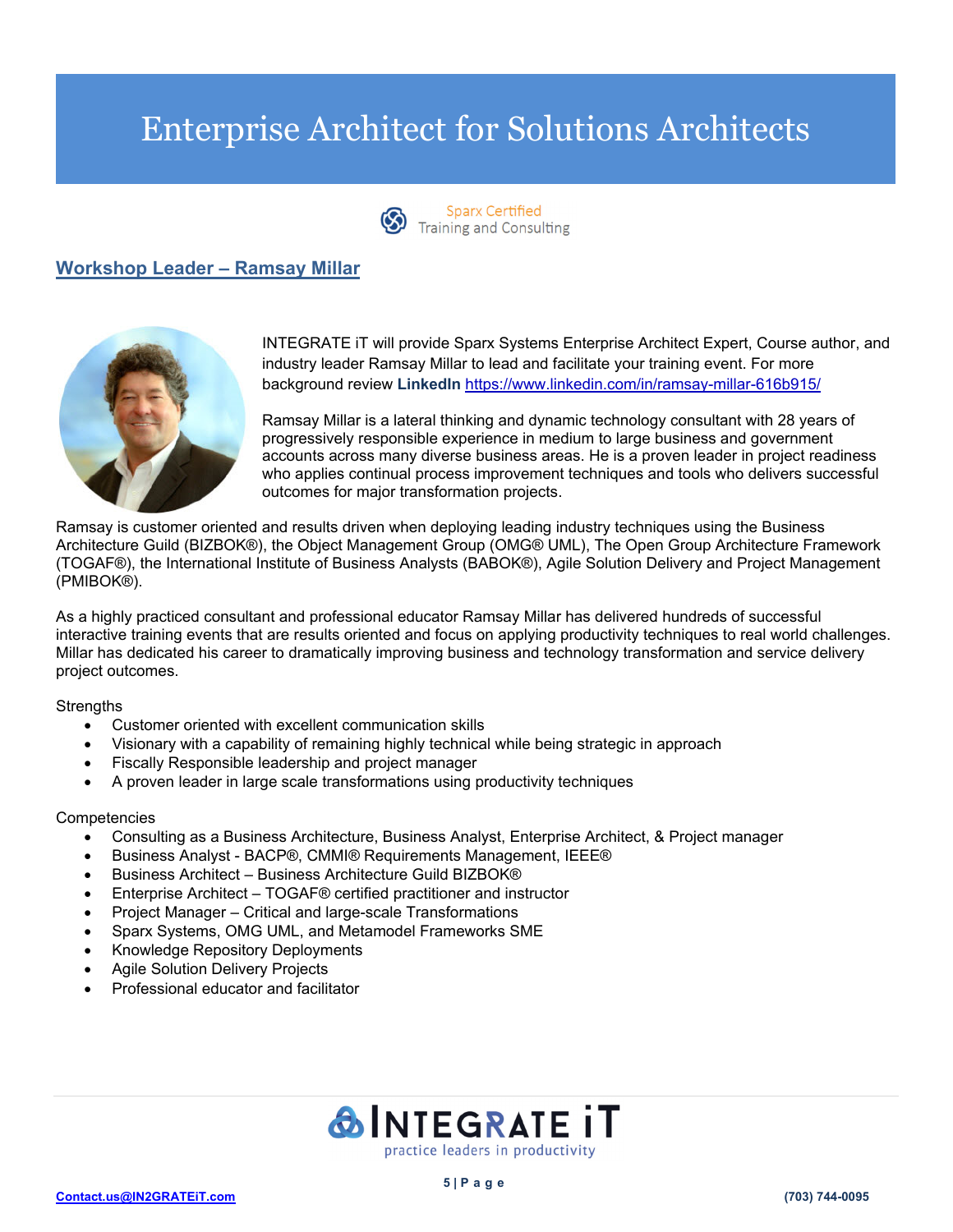# Enterprise Architect for Solutions Architects

Sparx Certified
Training and Consulting

## Workshop Leader – Ramsay Millar

INTEGRATE iT will provide Sparx Systems Enterprise Architect Expert, Course author, and industry leader Ramsay Millar to lead and facilitate your training event. For more background review **LinkedIn** https://www.linkedin.com/in/ramsay-millar-616b915/

Ramsay Millar is a lateral thinking and dynamic technology consultant with 28 years of progressively responsible experience in medium to large business and government accounts across many diverse business areas. He is a proven leader in project readiness who applies continual process improvement techniques and tools who delivers successful outcomes for major transformation projects.

Ramsay is customer oriented and results driven when deploying leading industry techniques using the Business Architecture Guild (BIZBOK®), the Object Management Group (OMG® UML), The Open Group Architecture Framework (TOGAF®), the International Institute of Business Analysts (BABOK®), Agile Solution Delivery and Project Management (PMIBOK®).

As a highly practiced consultant and professional educator Ramsay Millar has delivered hundreds of successful interactive training events that are results oriented and focus on applying productivity techniques to real world challenges. Millar has dedicated his career to dramatically improving business and technology transformation and service delivery project outcomes.

Strengths

- Customer oriented with excellent communication skills
- Visionary with a capability of remaining highly technical while being strategic in approach
- Fiscally Responsible leadership and project manager
- A proven leader in large scale transformations using productivity techniques

Competencies

- Consulting as a Business Architecture, Business Analyst, Enterprise Architect, & Project manager
- Business Analyst - BACP®, CMMI® Requirements Management, IEEE®
- Business Architect – Business Architecture Guild BIZBOK®
- Enterprise Architect – TOGAF® certified practitioner and instructor
- Project Manager – Critical and large-scale Transformations
- Sparx Systems, OMG UML, and Metamodel Frameworks SME
- Knowledge Repository Deployments
- Agile Solution Delivery Projects
- Professional educator and facilitator

INTEGRATE iT
practice leaders in productivity

Contact.us@IN2GRATEiT.com (703) 744-0095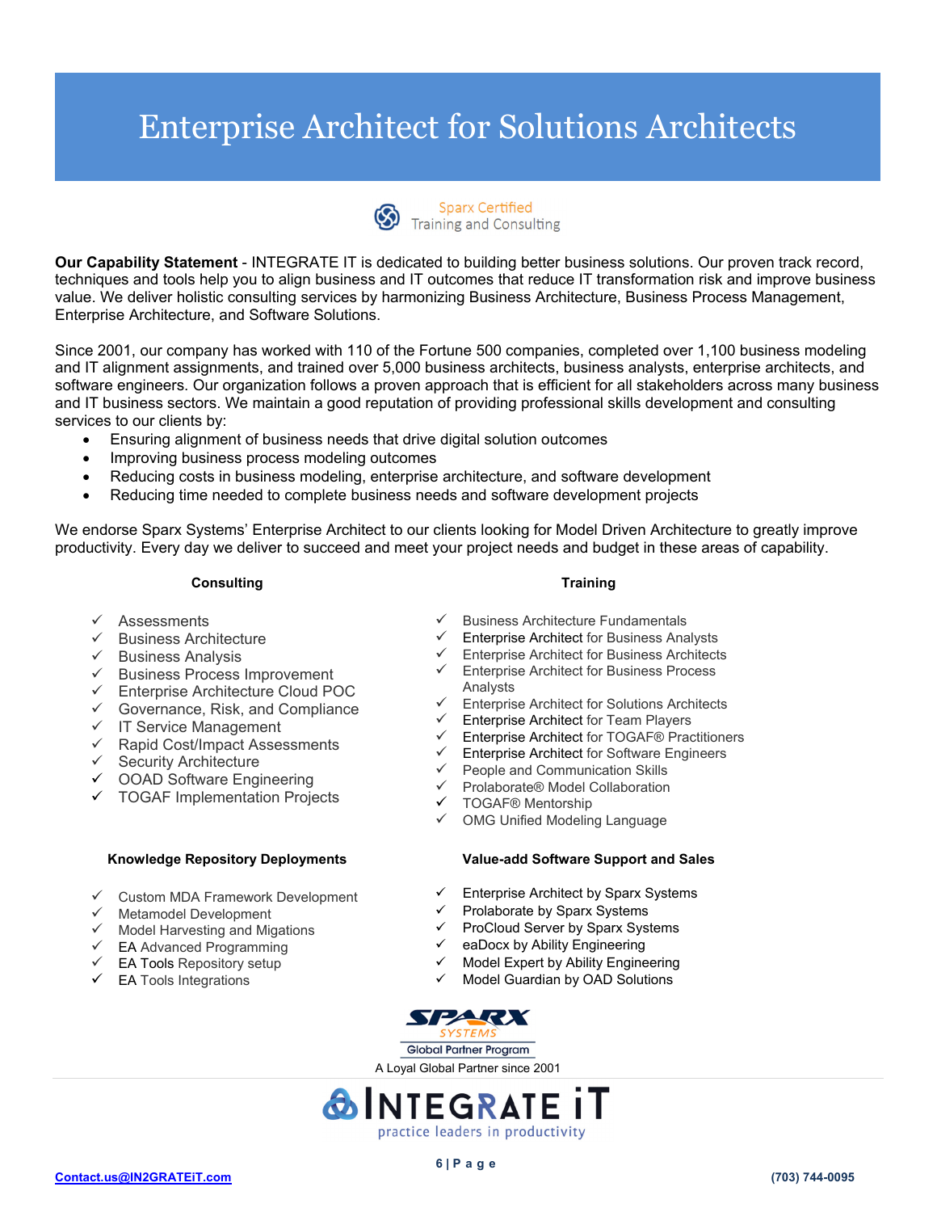# Enterprise Architect for Solutions Architects

Sparx Certified
Training and Consulting

**Our Capability Statement** - INTEGRATE IT is dedicated to building better business solutions. Our proven track record, techniques and tools help you to align business and IT outcomes that reduce IT transformation risk and improve business value. We deliver holistic consulting services by harmonizing Business Architecture, Business Process Management, Enterprise Architecture, and Software Solutions.

Since 2001, our company has worked with 110 of the Fortune 500 companies, completed over 1,100 business modeling and IT alignment assignments, and trained over 5,000 business architects, business analysts, enterprise architects, and software engineers. Our organization follows a proven approach that is efficient for all stakeholders across many business and IT business sectors. We maintain a good reputation of providing professional skills development and consulting services to our clients by:

- Ensuring alignment of business needs that drive digital solution outcomes
- Improving business process modeling outcomes
- Reducing costs in business modeling, enterprise architecture, and software development
- Reducing time needed to complete business needs and software development projects

We endorse Sparx Systems' Enterprise Architect to our clients looking for Model Driven Architecture to greatly improve productivity. Every day we deliver to succeed and meet your project needs and budget in these areas of capability.

**Consulting**

- ✓ Assessments
- ✓ Business Architecture
- ✓ Business Analysis
- ✓ Business Process Improvement
- ✓ Enterprise Architecture Cloud POC
- ✓ Governance, Risk, and Compliance
- ✓ IT Service Management
- ✓ Rapid Cost/Impact Assessments
- ✓ Security Architecture
- ✓ OOAD Software Engineering
- ✓ TOGAF Implementation Projects

**Training**

- ✓ Business Architecture Fundamentals
- ✓ Enterprise Architect for Business Analysts
- ✓ Enterprise Architect for Business Architects
- ✓ Enterprise Architect for Business Process Analysts
- ✓ Enterprise Architect for Solutions Architects
- ✓ Enterprise Architect for Team Players
- ✓ Enterprise Architect for TOGAF® Practitioners
- ✓ Enterprise Architect for Software Engineers
- ✓ People and Communication Skills
- ✓ Prolaborate® Model Collaboration
- ✓ TOGAF® Mentorship
- ✓ OMG Unified Modeling Language

**Knowledge Repository Deployments**

- ✓ Custom MDA Framework Development
- ✓ Metamodel Development
- ✓ Model Harvesting and Migations
- ✓ EA Advanced Programming
- ✓ EA Tools Repository setup
- ✓ EA Tools Integrations

**Value-add Software Support and Sales**

- ✓ Enterprise Architect by Sparx Systems
- ✓ Prolaborate by Sparx Systems
- ✓ ProCloud Server by Sparx Systems
- ✓ eaDocx by Ability Engineering
- ✓ Model Expert by Ability Engineering
- ✓ Model Guardian by OAD Solutions

SPARX SYSTEMS
Global Partner Program
A Loyal Global Partner since 2001

INTEGRATE iT
practice leaders in productivity

Contact.us@IN2GRATEiT.com

(703) 744-0095